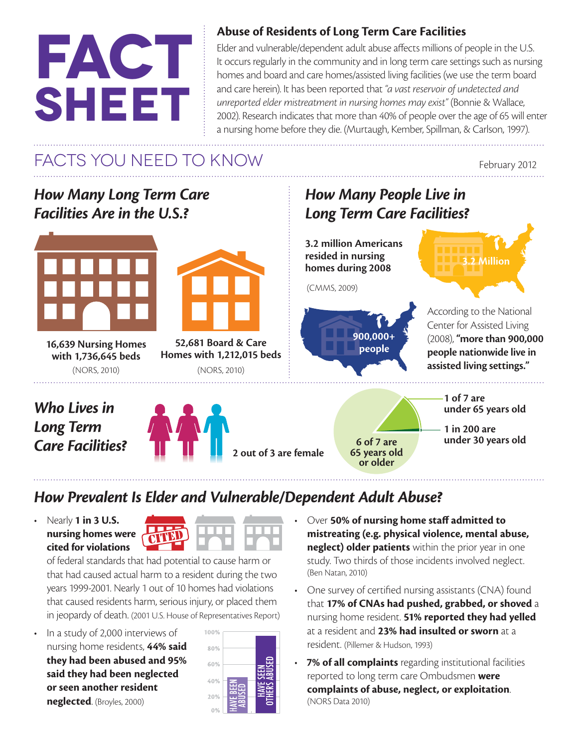# FACT SHEET

## Abuse of Residents of Long Term Care Facilities

Elder and vulnerable/dependent adult abuse affects millions of people in the U.S. It occurs regularly in the community and in long term care settings such as nursing homes and board and care homes/assisted living facilities (we use the term board and care herein). It has been reported that *"a vast reservoir of undetected and unreported elder mistreatment in nursing homes may exist"* (Bonnie & Wallace, 2002). Research indicates that more than 40% of people over the age of 65 will enter a nursing home before they die. (Murtaugh, Kember, Spillman, & Carlson, 1997).

## FACTS YOU NEED TO KNOW

February 2012

### *How Many Long Term Care Facilities Are in the U.S.?*

**16,639 Nursing Homes with 1,736,645 beds**
(NORS, 2010)

**52,681 Board & Care Homes with 1,212,015 beds**
(NORS, 2010)

### *How Many People Live in Long Term Care Facilities?*

**3.2 million Americans resided in nursing homes during 2008**
(CMMS, 2009)

3.2 Million

900,000+ people

According to the National Center for Assisted Living (2008), **"more than 900,000 people nationwide live in assisted living settings."**

### *Who Lives in Long Term Care Facilities?*

**2 out of 3 are female**

**6 of 7 are 65 years old or older**

**1 of 7 are under 65 years old**

**1 in 200 are under 30 years old**

### *How Prevalent Is Elder and Vulnerable/Dependent Adult Abuse?*

- Nearly **1 in 3 U.S. nursing homes were cited for violations** of federal standards that had potential to cause harm or that had caused actual harm to a resident during the two years 1999-2001. Nearly 1 out of 10 homes had violations that caused residents harm, serious injury, or placed them in jeopardy of death. (2001 U.S. House of Representatives Report)
- In a study of 2,000 interviews of nursing home residents, **44% said they had been abused and 95% said they had been neglected or seen another resident neglected**. (Broyles, 2000)
- Over **50% of nursing home staff admitted to mistreating (e.g. physical violence, mental abuse, neglect) older patients** within the prior year in one study. Two thirds of those incidents involved neglect. (Ben Natan, 2010)
- One survey of certified nursing assistants (CNA) found that **17% of CNAs had pushed, grabbed, or shoved** a nursing home resident. **51% reported they had yelled** at a resident and **23% had insulted or sworn** at a resident. (Pillemer & Hudson, 1993)
- **7% of all complaints** regarding institutional facilities reported to long term care Ombudsmen **were complaints of abuse, neglect, or exploitation**. (NORS Data 2010)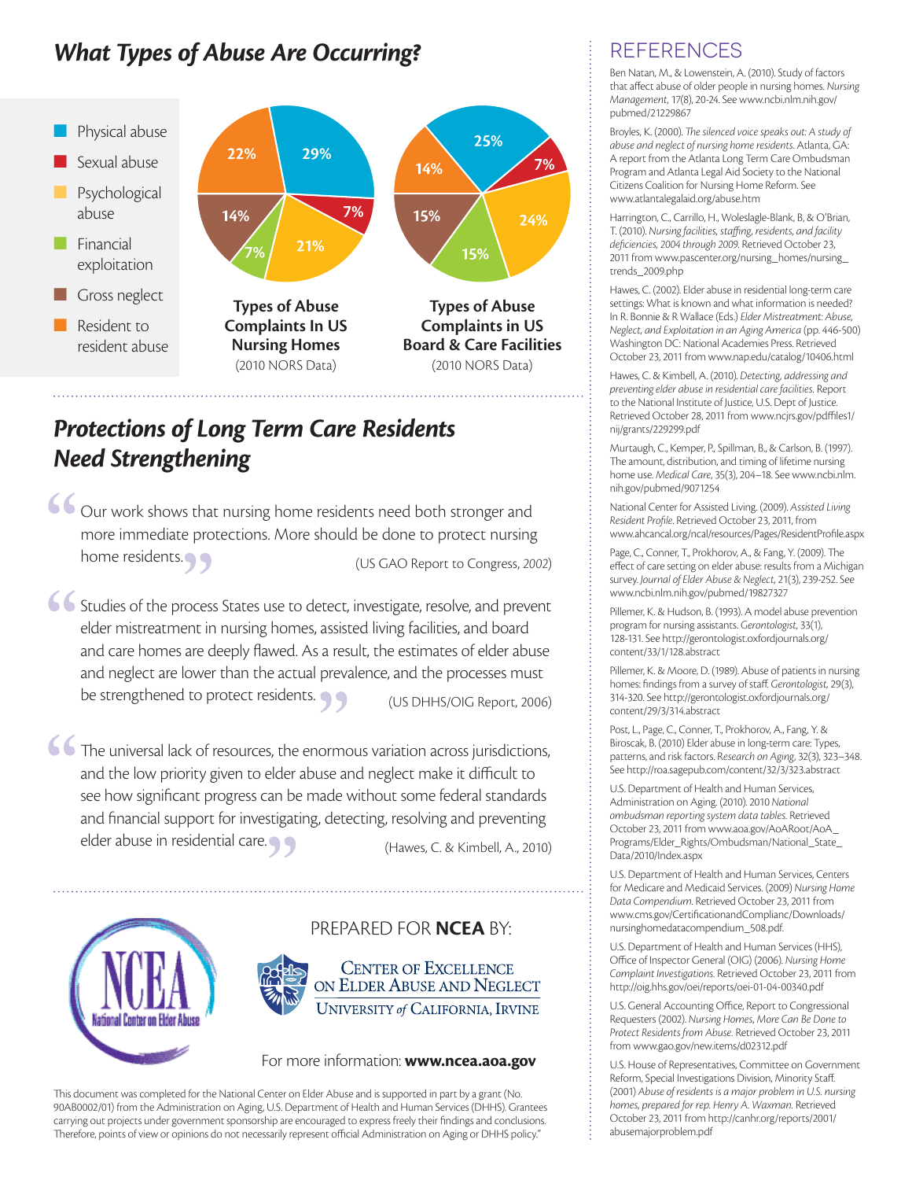## What Types of Abuse Are Occurring?

Physical abuse

Sexual abuse

Psychological abuse

Financial exploitation

Gross neglect

Resident to resident abuse

22%
29%
14%
7%
7%
21%

**Types of Abuse Complaints In US Nursing Homes**
(2010 NORS Data)

25%
14%
7%
15%
24%
15%

**Types of Abuse Complaints in US Board & Care Facilities**
(2010 NORS Data)

## Protections of Long Term Care Residents Need Strengthening

"Our work shows that nursing home residents need both stronger and more immediate protections. More should be done to protect nursing home residents." (US GAO Report to Congress, *2002*)

"Studies of the process States use to detect, investigate, resolve, and prevent elder mistreatment in nursing homes, assisted living facilities, and board and care homes are deeply flawed. As a result, the estimates of elder abuse and neglect are lower than the actual prevalence, and the processes must be strengthened to protect residents." (US DHHS/OIG Report, 2006)

"The universal lack of resources, the enormous variation across jurisdictions, and the low priority given to elder abuse and neglect make it difficult to see how significant progress can be made without some federal standards and financial support for investigating, detecting, resolving and preventing elder abuse in residential care." (Hawes, C. & Kimbell, A., 2010)

NCEA
National Center on Elder Abuse

PREPARED FOR **NCEA** BY:

Center of Excellence on Elder Abuse and Neglect
University *of* California, Irvine

For more information: **www.ncea.aoa.gov**

This document was completed for the National Center on Elder Abuse and is supported in part by a grant (No. 90AB0002/01) from the Administration on Aging, U.S. Department of Health and Human Services (DHHS). Grantees carrying out projects under government sponsorship are encouraged to express freely their findings and conclusions. Therefore, points of view or opinions do not necessarily represent official Administration on Aging or DHHS policy."

## REFERENCES

Ben Natan, M., & Lowenstein, A. (2010). Study of factors that affect abuse of older people in nursing homes. *Nursing Management*, 17(8), 20-24. See www.ncbi.nlm.nih.gov/pubmed/21229867

Broyles, K. (2000). *The silenced voice speaks out: A study of abuse and neglect of nursing home residents.* Atlanta, GA: A report from the Atlanta Long Term Care Ombudsman Program and Atlanta Legal Aid Society to the National Citizens Coalition for Nursing Home Reform. See www.atlantalegalaid.org/abuse.htm

Harrington, C., Carrillo, H., Woleslagle-Blank, B, & O'Brian, T. (2010). *Nursing facilities, staffing, residents, and facility deficiencies, 2004 through 2009.* Retrieved October 23, 2011 from www.pascenter.org/nursing_homes/nursing_trends_2009.php

Hawes, C. (2002). Elder abuse in residential long-term care settings: What is known and what information is needed? In R. Bonnie & R Wallace (Eds.) *Elder Mistreatment: Abuse, Neglect, and Exploitation in an Aging America* (pp. 446-500) Washington DC: National Academies Press. Retrieved October 23, 2011 from www.nap.edu/catalog/10406.html

Hawes, C. & Kimbell, A. (2010). *Detecting, addressing and preventing elder abuse in residential care facilities.* Report to the National Institute of Justice, U.S. Dept of Justice. Retrieved October 28, 2011 from www.ncjrs.gov/pdffiles1/nij/grants/229299.pdf

Murtaugh, C., Kemper, P., Spillman, B., & Carlson, B. (1997). The amount, distribution, and timing of lifetime nursing home use. *Medical Care*, 35(3), 204–18. See www.ncbi.nlm.nih.gov/pubmed/9071254

National Center for Assisted Living. (2009). *Assisted Living Resident Profile.* Retrieved October 23, 2011, from www.ahcancal.org/ncal/resources/Pages/ResidentProfile.aspx

Page, C., Conner, T., Prokhorov, A., & Fang, Y. (2009). The effect of care setting on elder abuse: results from a Michigan survey. *Journal of Elder Abuse & Neglect*, 21(3), 239-252. See www.ncbi.nlm.nih.gov/pubmed/19827327

Pillemer, K. & Hudson, B. (1993). A model abuse prevention program for nursing assistants. *Gerontologist*, 33(1), 128-131. See http://gerontologist.oxfordjournals.org/content/33/1/128.abstract

Pillemer, K. & Moore, D. (1989). Abuse of patients in nursing homes: findings from a survey of staff. *Gerontologist*, 29(3), 314-320. See http://gerontologist.oxfordjournals.org/content/29/3/314.abstract

Post, L., Page, C., Conner, T., Prokhorov, A., Fang, Y. & Biroscak, B. (2010) Elder abuse in long-term care: Types, patterns, and risk factors. *Research on Aging*, 32(3), 323–348. See http://roa.sagepub.com/content/32/3/323.abstract

U.S. Department of Health and Human Services, Administration on Aging. (2010). 2010 *National ombudsman reporting system data tables.* Retrieved October 23, 2011 from www.aoa.gov/AoARoot/AoA_Programs/Elder_Rights/Ombudsman/National_State_Data/2010/Index.aspx

U.S. Department of Health and Human Services, Centers for Medicare and Medicaid Services. (2009) *Nursing Home Data Compendium.* Retrieved October 23, 2011 from www.cms.gov/CertificationandComplianc/Downloads/nursinghomedatacompendium_508.pdf.

U.S. Department of Health and Human Services (HHS), Office of Inspector General (OIG) (2006). *Nursing Home Complaint Investigations.* Retrieved October 23, 2011 from http://oig.hhs.gov/oei/reports/oei-01-04-00340.pdf

U.S. General Accounting Office, Report to Congressional Requesters (2002). *Nursing Homes, More Can Be Done to Protect Residents from Abuse.* Retrieved October 23, 2011 from www.gao.gov/new.items/d02312.pdf

U.S. House of Representatives, Committee on Government Reform, Special Investigations Division, Minority Staff. (2001) *Abuse of residents is a major problem in U.S. nursing homes, prepared for rep. Henry A. Waxman.* Retrieved October 23, 2011 from http://canhr.org/reports/2001/abusemajorproblem.pdf